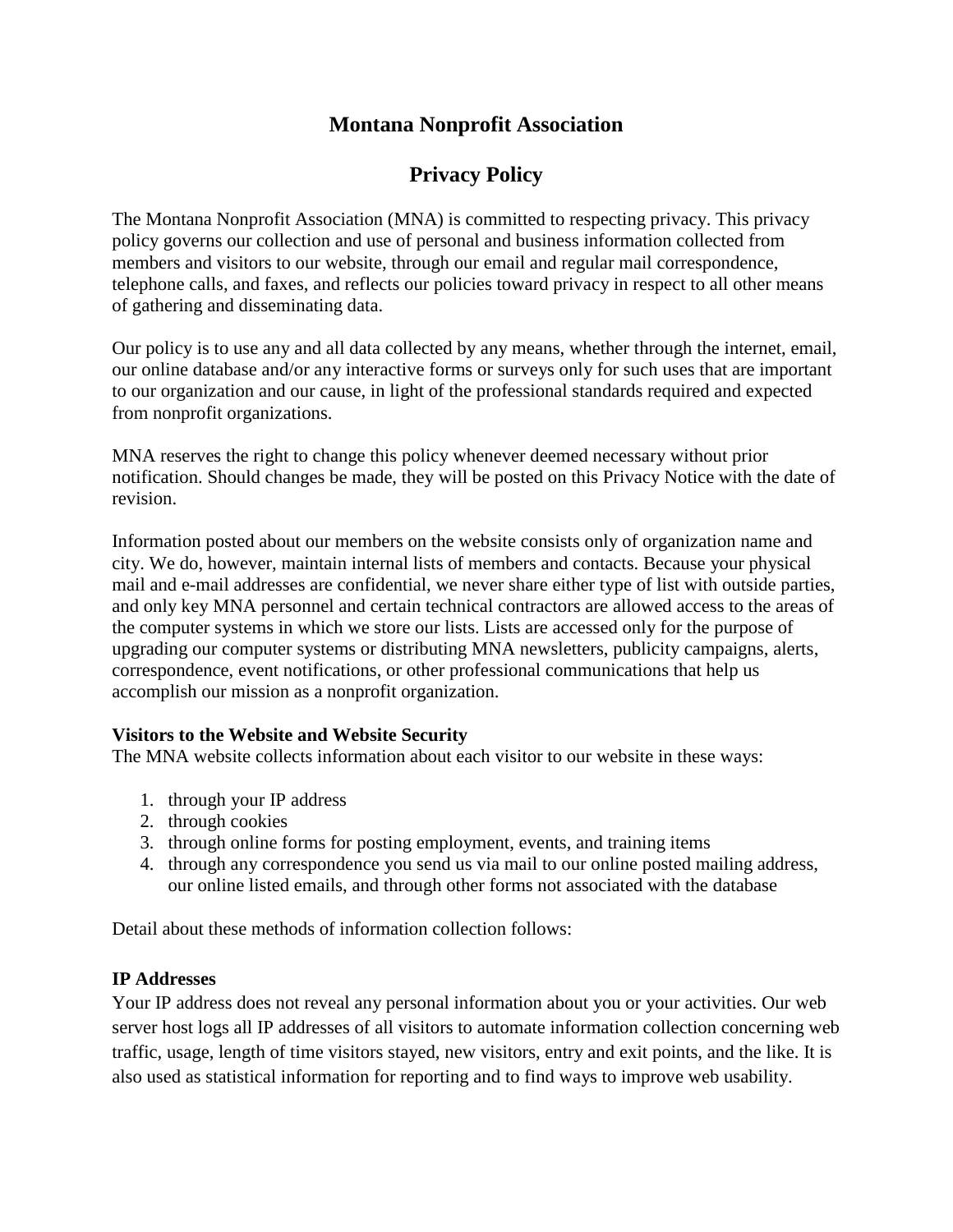# Montana Nonprofit Association

## Privacy Policy

The Montana Nonprofit Association (MNA) is committed to respecting privacy. This privacy policy governs our collection and use of personal and business information collected from members and visitors to our website, through our email and regular mail correspondence, telephone calls, and faxes, and reflects our policies toward privacy in respect to all other means of gathering and disseminating data.

Our policy is to use any and all data collected by any means, whether through the internet, email, our online database and/or any interactive forms or surveys only for such uses that are important to our organization and our cause, in light of the professional standards required and expected from nonprofit organizations.

MNA reserves the right to change this policy whenever deemed necessary without prior notification. Should changes be made, they will be posted on this Privacy Notice with the date of revision.

Information posted about our members on the website consists only of organization name and city. We do, however, maintain internal lists of members and contacts. Because your physical mail and e-mail addresses are confidential, we never share either type of list with outside parties, and only key MNA personnel and certain technical contractors are allowed access to the areas of the computer systems in which we store our lists. Lists are accessed only for the purpose of upgrading our computer systems or distributing MNA newsletters, publicity campaigns, alerts, correspondence, event notifications, or other professional communications that help us accomplish our mission as a nonprofit organization.

**Visitors to the Website and Website Security**

The MNA website collects information about each visitor to our website in these ways:

1. through your IP address
2. through cookies
3. through online forms for posting employment, events, and training items
4. through any correspondence you send us via mail to our online posted mailing address, our online listed emails, and through other forms not associated with the database

Detail about these methods of information collection follows:

**IP Addresses**

Your IP address does not reveal any personal information about you or your activities. Our web server host logs all IP addresses of all visitors to automate information collection concerning web traffic, usage, length of time visitors stayed, new visitors, entry and exit points, and the like. It is also used as statistical information for reporting and to find ways to improve web usability.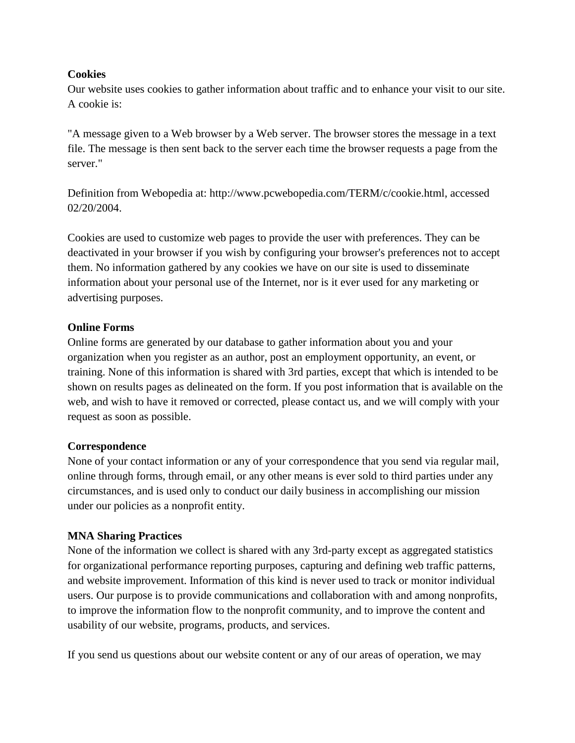**Cookies**
Our website uses cookies to gather information about traffic and to enhance your visit to our site. A cookie is:

"A message given to a Web browser by a Web server. The browser stores the message in a text file. The message is then sent back to the server each time the browser requests a page from the server."

Definition from Webopedia at: http://www.pcwebopedia.com/TERM/c/cookie.html, accessed 02/20/2004.

Cookies are used to customize web pages to provide the user with preferences. They can be deactivated in your browser if you wish by configuring your browser's preferences not to accept them. No information gathered by any cookies we have on our site is used to disseminate information about your personal use of the Internet, nor is it ever used for any marketing or advertising purposes.

**Online Forms**
Online forms are generated by our database to gather information about you and your organization when you register as an author, post an employment opportunity, an event, or training. None of this information is shared with 3rd parties, except that which is intended to be shown on results pages as delineated on the form. If you post information that is available on the web, and wish to have it removed or corrected, please contact us, and we will comply with your request as soon as possible.

**Correspondence**
None of your contact information or any of your correspondence that you send via regular mail, online through forms, through email, or any other means is ever sold to third parties under any circumstances, and is used only to conduct our daily business in accomplishing our mission under our policies as a nonprofit entity.

**MNA Sharing Practices**
None of the information we collect is shared with any 3rd-party except as aggregated statistics for organizational performance reporting purposes, capturing and defining web traffic patterns, and website improvement. Information of this kind is never used to track or monitor individual users. Our purpose is to provide communications and collaboration with and among nonprofits, to improve the information flow to the nonprofit community, and to improve the content and usability of our website, programs, products, and services.

If you send us questions about our website content or any of our areas of operation, we may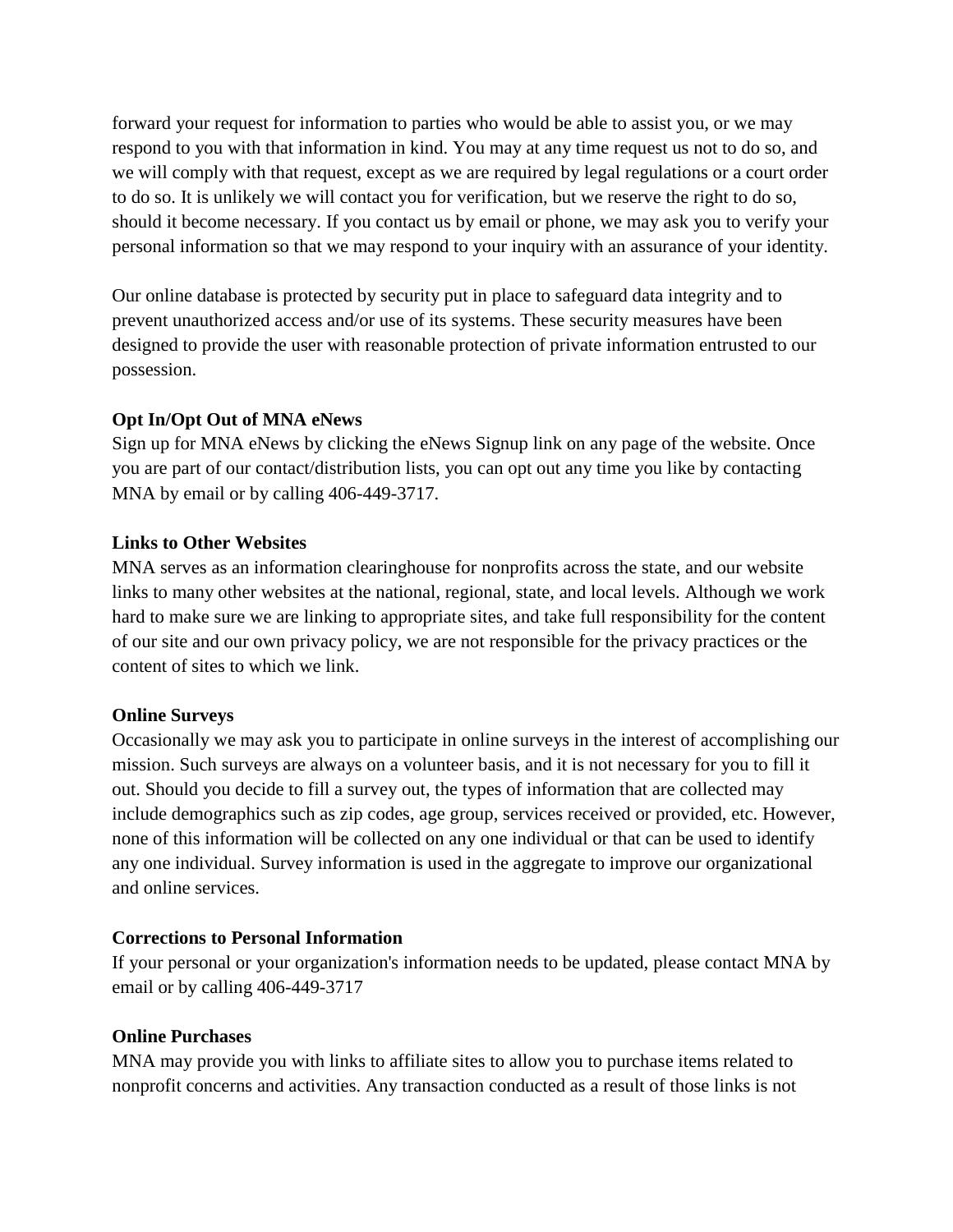forward your request for information to parties who would be able to assist you, or we may respond to you with that information in kind. You may at any time request us not to do so, and we will comply with that request, except as we are required by legal regulations or a court order to do so. It is unlikely we will contact you for verification, but we reserve the right to do so, should it become necessary. If you contact us by email or phone, we may ask you to verify your personal information so that we may respond to your inquiry with an assurance of your identity.

Our online database is protected by security put in place to safeguard data integrity and to prevent unauthorized access and/or use of its systems. These security measures have been designed to provide the user with reasonable protection of private information entrusted to our possession.

**Opt In/Opt Out of MNA eNews**
Sign up for MNA eNews by clicking the eNews Signup link on any page of the website. Once you are part of our contact/distribution lists, you can opt out any time you like by contacting MNA by email or by calling 406-449-3717.

**Links to Other Websites**
MNA serves as an information clearinghouse for nonprofits across the state, and our website links to many other websites at the national, regional, state, and local levels. Although we work hard to make sure we are linking to appropriate sites, and take full responsibility for the content of our site and our own privacy policy, we are not responsible for the privacy practices or the content of sites to which we link.

**Online Surveys**
Occasionally we may ask you to participate in online surveys in the interest of accomplishing our mission. Such surveys are always on a volunteer basis, and it is not necessary for you to fill it out. Should you decide to fill a survey out, the types of information that are collected may include demographics such as zip codes, age group, services received or provided, etc. However, none of this information will be collected on any one individual or that can be used to identify any one individual. Survey information is used in the aggregate to improve our organizational and online services.

**Corrections to Personal Information**
If your personal or your organization's information needs to be updated, please contact MNA by email or by calling 406-449-3717

**Online Purchases**
MNA may provide you with links to affiliate sites to allow you to purchase items related to nonprofit concerns and activities. Any transaction conducted as a result of those links is not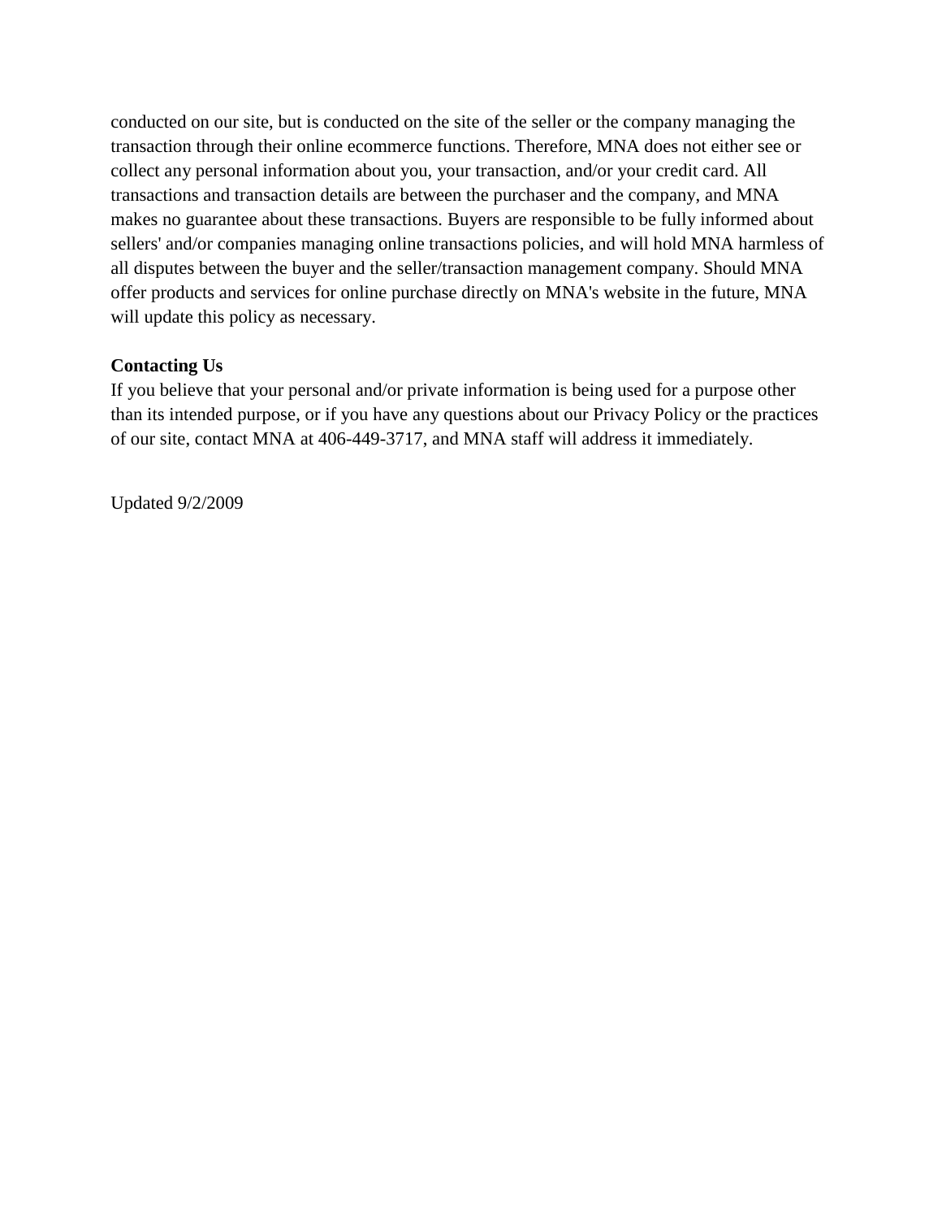conducted on our site, but is conducted on the site of the seller or the company managing the transaction through their online ecommerce functions. Therefore, MNA does not either see or collect any personal information about you, your transaction, and/or your credit card. All transactions and transaction details are between the purchaser and the company, and MNA makes no guarantee about these transactions. Buyers are responsible to be fully informed about sellers' and/or companies managing online transactions policies, and will hold MNA harmless of all disputes between the buyer and the seller/transaction management company. Should MNA offer products and services for online purchase directly on MNA's website in the future, MNA will update this policy as necessary.

**Contacting Us**

If you believe that your personal and/or private information is being used for a purpose other than its intended purpose, or if you have any questions about our Privacy Policy or the practices of our site, contact MNA at 406-449-3717, and MNA staff will address it immediately.

Updated 9/2/2009